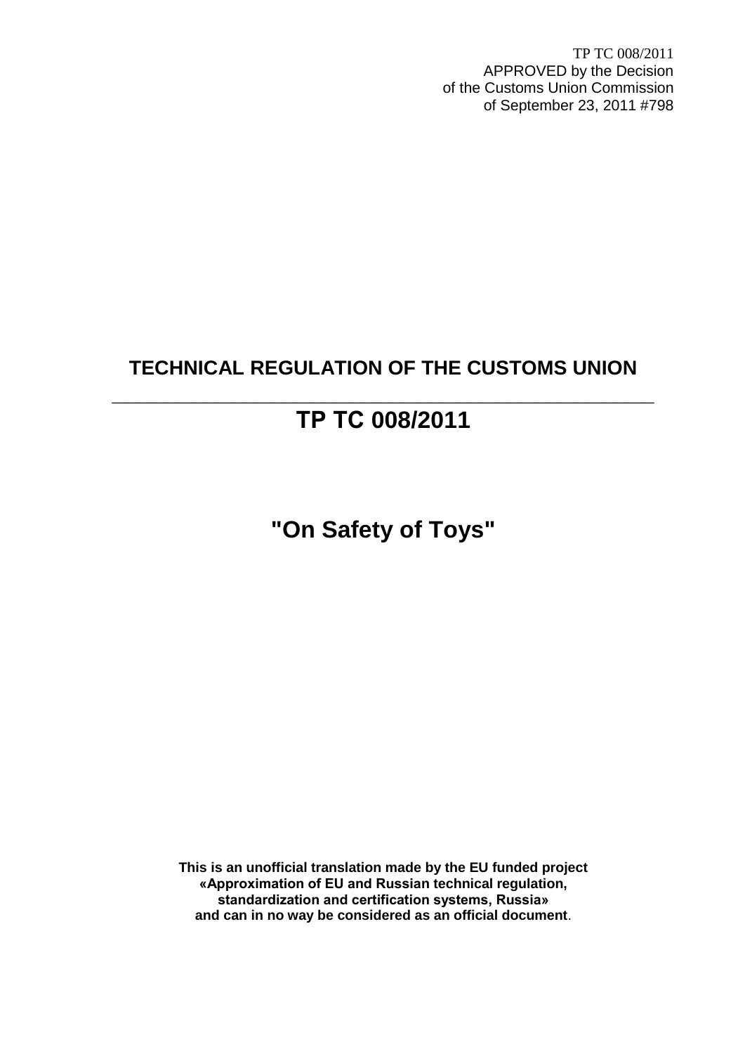TP TC 008/2011
APPROVED by the Decision
of the Customs Union Commission
of September 23, 2011 #798

# TECHNICAL REGULATION OF THE CUSTOMS UNION

---

# TP TC 008/2011

# "On Safety of Toys"

**This is an unofficial translation made by the EU funded project «Approximation of EU and Russian technical regulation, standardization and certification systems, Russia» and can in no way be considered as an official document**.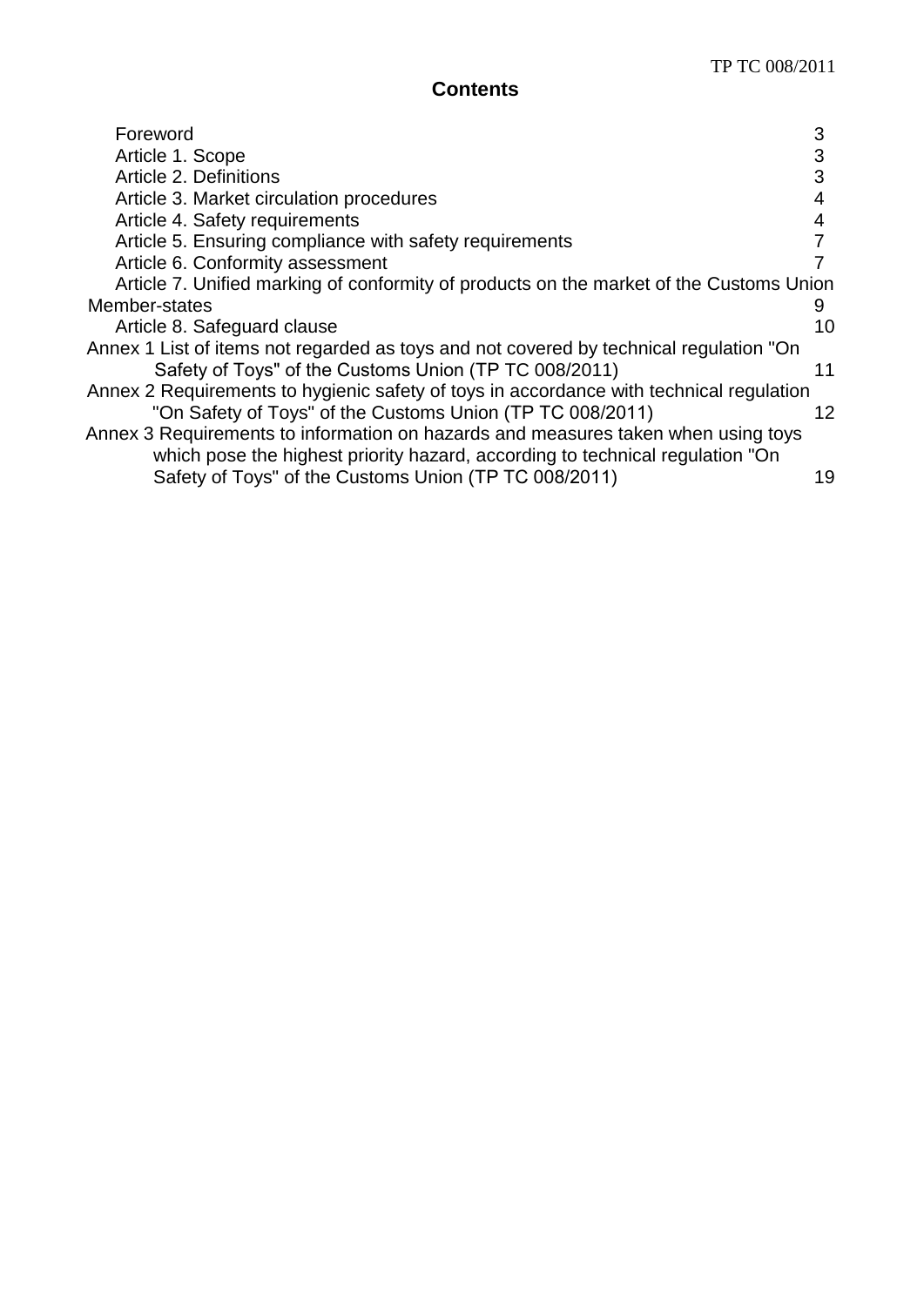# Contents

| | |
|---|---|
| Foreword | 3 |
| Article 1. Scope | 3 |
| Article 2. Definitions | 3 |
| Article 3. Market circulation procedures | 4 |
| Article 4. Safety requirements | 4 |
| Article 5. Ensuring compliance with safety requirements | 7 |
| Article 6. Conformity assessment | 7 |
| Article 7. Unified marking of conformity of products on the market of the Customs Union Member-states | 9 |
| Article 8. Safeguard clause | 10 |
| Annex 1 List of items not regarded as toys and not covered by technical regulation "On Safety of Toys" of the Customs Union (TP TC 008/2011) | 11 |
| Annex 2 Requirements to hygienic safety of toys in accordance with technical regulation "On Safety of Toys" of the Customs Union (TP TC 008/2011) | 12 |
| Annex 3 Requirements to information on hazards and measures taken when using toys which pose the highest priority hazard, according to technical regulation "On Safety of Toys" of the Customs Union (TP TC 008/2011) | 19 |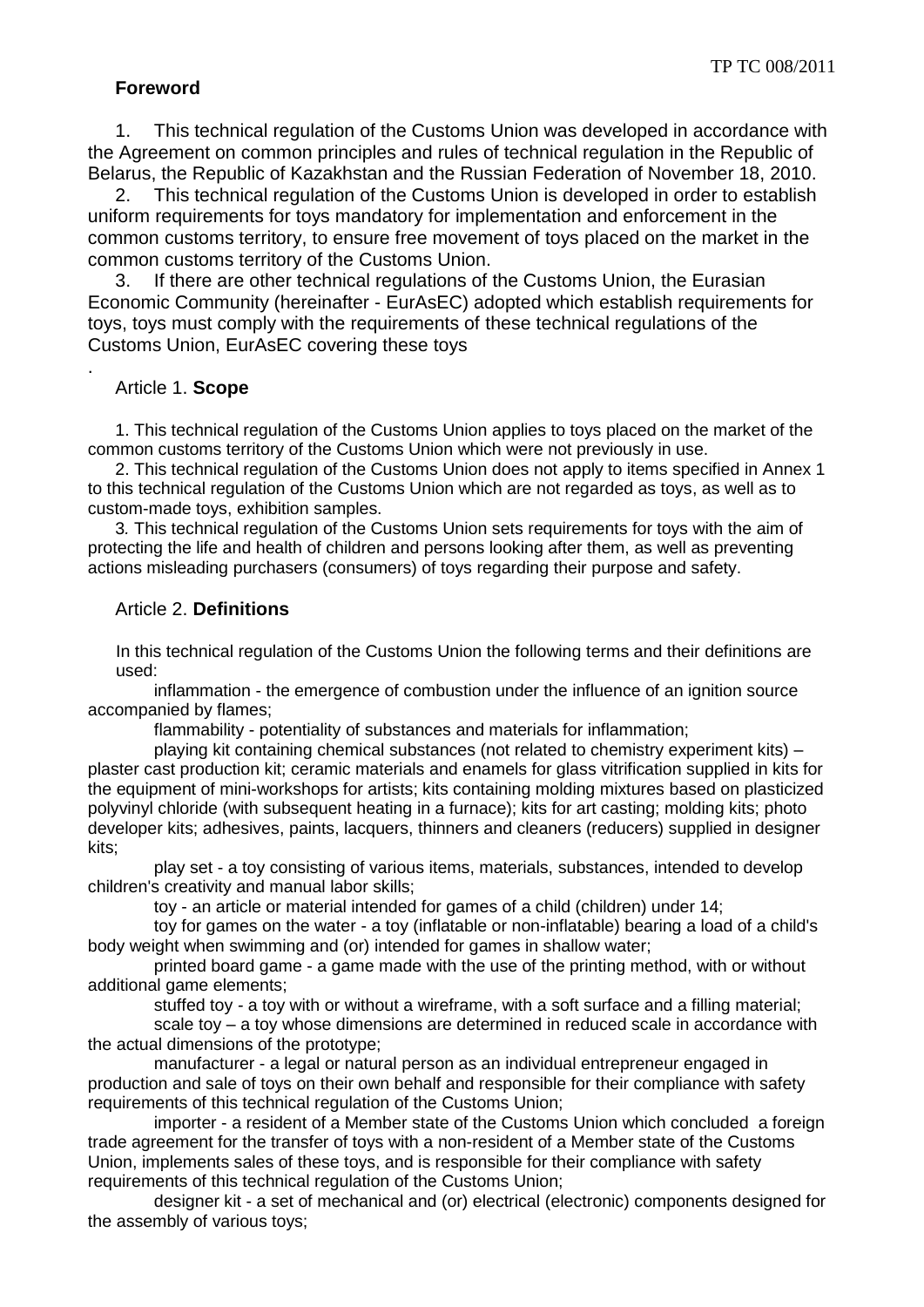## Foreword

1. This technical regulation of the Customs Union was developed in accordance with the Agreement on common principles and rules of technical regulation in the Republic of Belarus, the Republic of Kazakhstan and the Russian Federation of November 18, 2010.
2. This technical regulation of the Customs Union is developed in order to establish uniform requirements for toys mandatory for implementation and enforcement in the common customs territory, to ensure free movement of toys placed on the market in the common customs territory of the Customs Union.
3. If there are other technical regulations of the Customs Union, the Eurasian Economic Community (hereinafter - EurAsEC) adopted which establish requirements for toys, toys must comply with the requirements of these technical regulations of the Customs Union, EurAsEC covering these toys

.

### Article 1. **Scope**

1. This technical regulation of the Customs Union applies to toys placed on the market of the common customs territory of the Customs Union which were not previously in use.
2. This technical regulation of the Customs Union does not apply to items specified in Annex 1 to this technical regulation of the Customs Union which are not regarded as toys, as well as to custom-made toys, exhibition samples.
3. This technical regulation of the Customs Union sets requirements for toys with the aim of protecting the life and health of children and persons looking after them, as well as preventing actions misleading purchasers (consumers) of toys regarding their purpose and safety.

### Article 2. **Definitions**

In this technical regulation of the Customs Union the following terms and their definitions are used:

inflammation - the emergence of combustion under the influence of an ignition source accompanied by flames;

flammability - potentiality of substances and materials for inflammation;

playing kit containing chemical substances (not related to chemistry experiment kits) – plaster cast production kit; ceramic materials and enamels for glass vitrification supplied in kits for the equipment of mini-workshops for artists; kits containing molding mixtures based on plasticized polyvinyl chloride (with subsequent heating in a furnace); kits for art casting; molding kits; photo developer kits; adhesives, paints, lacquers, thinners and cleaners (reducers) supplied in designer kits;

play set - a toy consisting of various items, materials, substances, intended to develop children's creativity and manual labor skills;

toy - an article or material intended for games of a child (children) under 14;

toy for games on the water - a toy (inflatable or non-inflatable) bearing a load of a child's body weight when swimming and (or) intended for games in shallow water;

printed board game - a game made with the use of the printing method, with or without additional game elements;

stuffed toy - a toy with or without a wireframe, with a soft surface and a filling material;

scale toy – a toy whose dimensions are determined in reduced scale in accordance with the actual dimensions of the prototype;

manufacturer - a legal or natural person as an individual entrepreneur engaged in production and sale of toys on their own behalf and responsible for their compliance with safety requirements of this technical regulation of the Customs Union;

importer - a resident of a Member state of the Customs Union which concluded a foreign trade agreement for the transfer of toys with a non-resident of a Member state of the Customs Union, implements sales of these toys, and is responsible for their compliance with safety requirements of this technical regulation of the Customs Union;

designer kit - a set of mechanical and (or) electrical (electronic) components designed for the assembly of various toys;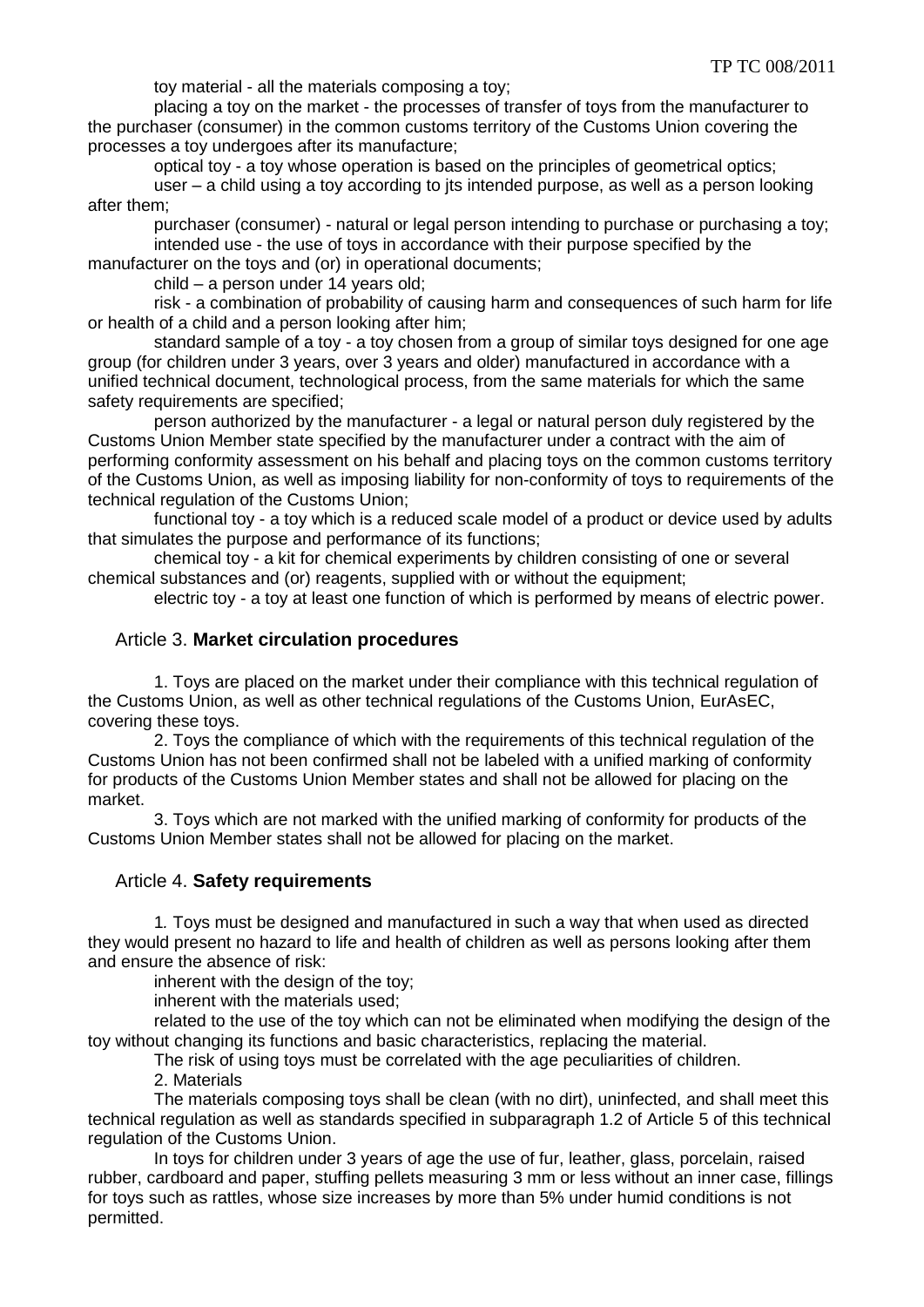toy material - all the materials composing a toy;

placing a toy on the market - the processes of transfer of toys from the manufacturer to the purchaser (consumer) in the common customs territory of the Customs Union covering the processes a toy undergoes after its manufacture;

optical toy - a toy whose operation is based on the principles of geometrical optics;

user – a child using a toy according to jts intended purpose, as well as a person looking after them;

purchaser (consumer) - natural or legal person intending to purchase or purchasing a toy;

intended use - the use of toys in accordance with their purpose specified by the manufacturer on the toys and (or) in operational documents;

child – a person under 14 years old;

risk - a combination of probability of causing harm and consequences of such harm for life or health of a child and a person looking after him;

standard sample of a toy - a toy chosen from a group of similar toys designed for one age group (for children under 3 years, over 3 years and older) manufactured in accordance with a unified technical document, technological process, from the same materials for which the same safety requirements are specified;

person authorized by the manufacturer - a legal or natural person duly registered by the Customs Union Member state specified by the manufacturer under a contract with the aim of performing conformity assessment on his behalf and placing toys on the common customs territory of the Customs Union, as well as imposing liability for non-conformity of toys to requirements of the technical regulation of the Customs Union;

functional toy - a toy which is a reduced scale model of a product or device used by adults that simulates the purpose and performance of its functions;

chemical toy - a kit for chemical experiments by children consisting of one or several chemical substances and (or) reagents, supplied with or without the equipment;

electric toy - a toy at least one function of which is performed by means of electric power.

## Article 3. **Market circulation procedures**

1. Toys are placed on the market under their compliance with this technical regulation of the Customs Union, as well as other technical regulations of the Customs Union, EurAsEC, covering these toys.

2. Toys the compliance of which with the requirements of this technical regulation of the Customs Union has not been confirmed shall not be labeled with a unified marking of conformity for products of the Customs Union Member states and shall not be allowed for placing on the market.

3. Toys which are not marked with the unified marking of conformity for products of the Customs Union Member states shall not be allowed for placing on the market.

## Article 4. **Safety requirements**

1. Toys must be designed and manufactured in such a way that when used as directed they would present no hazard to life and health of children as well as persons looking after them and ensure the absence of risk:

inherent with the design of the toy;

inherent with the materials used;

related to the use of the toy which can not be eliminated when modifying the design of the toy without changing its functions and basic characteristics, replacing the material.

The risk of using toys must be correlated with the age peculiarities of children.

2. Materials

The materials composing toys shall be clean (with no dirt), uninfected, and shall meet this technical regulation as well as standards specified in subparagraph 1.2 of Article 5 of this technical regulation of the Customs Union.

In toys for children under 3 years of age the use of fur, leather, glass, porcelain, raised rubber, cardboard and paper, stuffing pellets measuring 3 mm or less without an inner case, fillings for toys such as rattles, whose size increases by more than 5% under humid conditions is not permitted.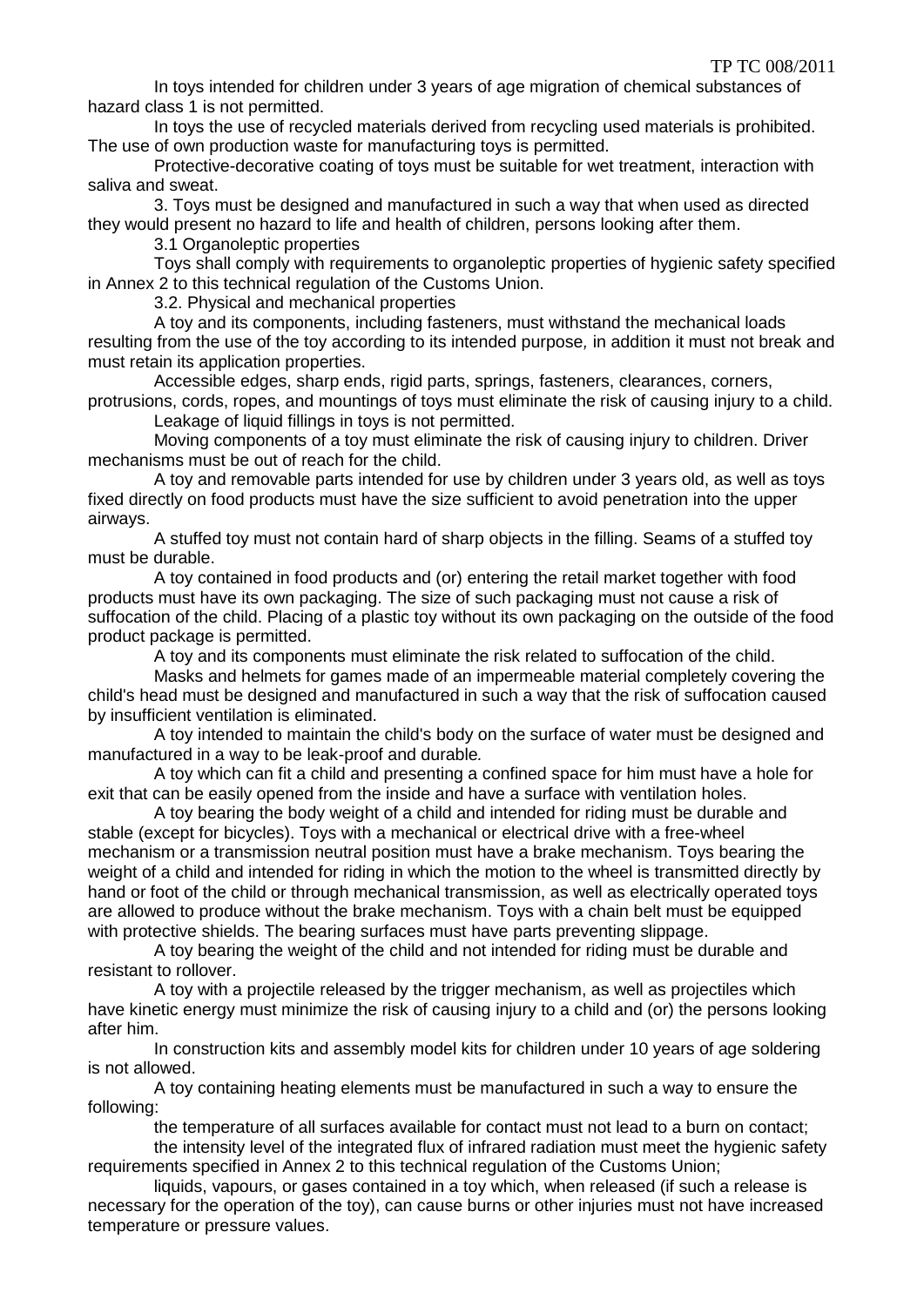In toys intended for children under 3 years of age migration of chemical substances of hazard class 1 is not permitted.

In toys the use of recycled materials derived from recycling used materials is prohibited. The use of own production waste for manufacturing toys is permitted.

Protective-decorative coating of toys must be suitable for wet treatment, interaction with saliva and sweat.

3. Toys must be designed and manufactured in such a way that when used as directed they would present no hazard to life and health of children, persons looking after them.

3.1 Organoleptic properties

Toys shall comply with requirements to organoleptic properties of hygienic safety specified in Annex 2 to this technical regulation of the Customs Union.

3.2. Physical and mechanical properties

A toy and its components, including fasteners, must withstand the mechanical loads resulting from the use of the toy according to its intended purpose*,* in addition it must not break and must retain its application properties.

Accessible edges, sharp ends, rigid parts, springs, fasteners, clearances, corners, protrusions, cords, ropes, and mountings of toys must eliminate the risk of causing injury to a child.

Leakage of liquid fillings in toys is not permitted.

Moving components of a toy must eliminate the risk of causing injury to children. Driver mechanisms must be out of reach for the child.

A toy and removable parts intended for use by children under 3 years old, as well as toys fixed directly on food products must have the size sufficient to avoid penetration into the upper airways.

A stuffed toy must not contain hard of sharp objects in the filling. Seams of a stuffed toy must be durable.

A toy contained in food products and (or) entering the retail market together with food products must have its own packaging. The size of such packaging must not cause a risk of suffocation of the child. Placing of a plastic toy without its own packaging on the outside of the food product package is permitted.

A toy and its components must eliminate the risk related to suffocation of the child.

Masks and helmets for games made of an impermeable material completely covering the child's head must be designed and manufactured in such a way that the risk of suffocation caused by insufficient ventilation is eliminated.

A toy intended to maintain the child's body on the surface of water must be designed and manufactured in a way to be leak-proof and durable*.*

A toy which can fit a child and presenting a confined space for him must have a hole for exit that can be easily opened from the inside and have a surface with ventilation holes.

A toy bearing the body weight of a child and intended for riding must be durable and stable (except for bicycles). Toys with a mechanical or electrical drive with a free-wheel mechanism or a transmission neutral position must have a brake mechanism. Toys bearing the weight of a child and intended for riding in which the motion to the wheel is transmitted directly by hand or foot of the child or through mechanical transmission, as well as electrically operated toys are allowed to produce without the brake mechanism. Toys with a chain belt must be equipped with protective shields. The bearing surfaces must have parts preventing slippage.

A toy bearing the weight of the child and not intended for riding must be durable and resistant to rollover.

A toy with a projectile released by the trigger mechanism, as well as projectiles which have kinetic energy must minimize the risk of causing injury to a child and (or) the persons looking after him.

In construction kits and assembly model kits for children under 10 years of age soldering is not allowed.

A toy containing heating elements must be manufactured in such a way to ensure the following:

the temperature of all surfaces available for contact must not lead to a burn on contact;

the intensity level of the integrated flux of infrared radiation must meet the hygienic safety requirements specified in Annex 2 to this technical regulation of the Customs Union;

liquids, vapours, or gases contained in a toy which, when released (if such a release is necessary for the operation of the toy), can cause burns or other injuries must not have increased temperature or pressure values.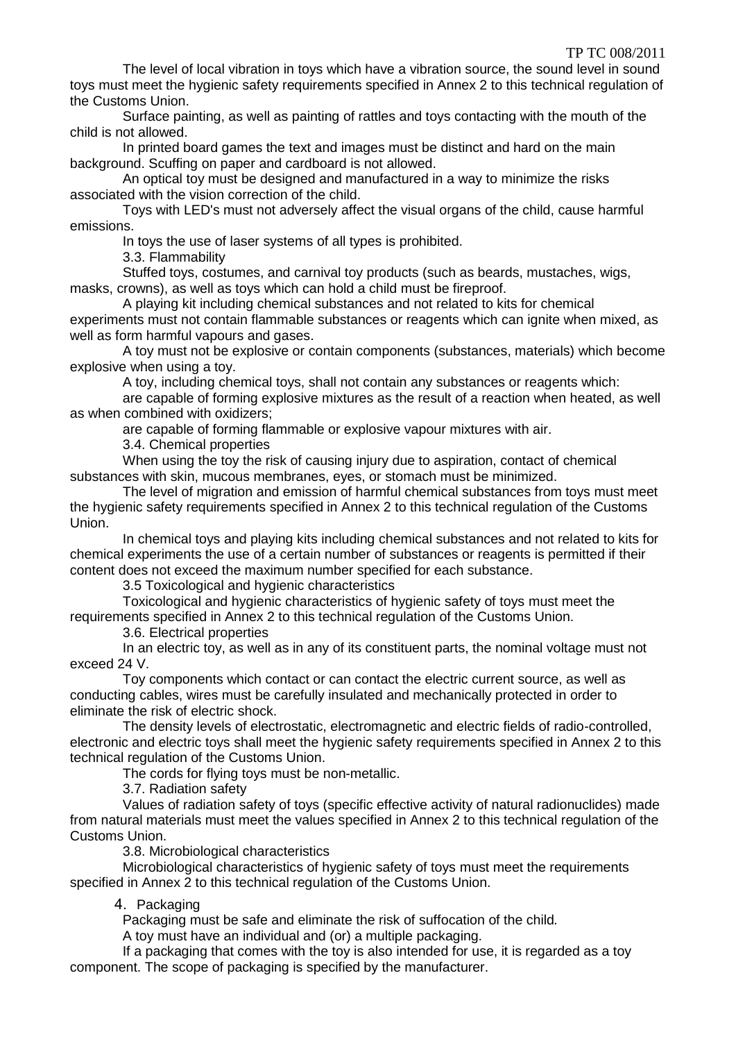The level of local vibration in toys which have a vibration source, the sound level in sound toys must meet the hygienic safety requirements specified in Annex 2 to this technical regulation of the Customs Union.

Surface painting, as well as painting of rattles and toys contacting with the mouth of the child is not allowed.

In printed board games the text and images must be distinct and hard on the main background. Scuffing on paper and cardboard is not allowed.

An optical toy must be designed and manufactured in a way to minimize the risks associated with the vision correction of the child.

Toys with LED's must not adversely affect the visual organs of the child, cause harmful emissions.

In toys the use of laser systems of all types is prohibited.

3.3. Flammability

Stuffed toys, costumes, and carnival toy products (such as beards, mustaches, wigs, masks, crowns), as well as toys which can hold a child must be fireproof.

A playing kit including chemical substances and not related to kits for chemical experiments must not contain flammable substances or reagents which can ignite when mixed, as well as form harmful vapours and gases.

A toy must not be explosive or contain components (substances, materials) which become explosive when using a toy.

A toy, including chemical toys, shall not contain any substances or reagents which:

are capable of forming explosive mixtures as the result of a reaction when heated, as well as when combined with oxidizers;

are capable of forming flammable or explosive vapour mixtures with air.

3.4. Chemical properties

When using the toy the risk of causing injury due to aspiration, contact of chemical substances with skin, mucous membranes, eyes, or stomach must be minimized.

The level of migration and emission of harmful chemical substances from toys must meet the hygienic safety requirements specified in Annex 2 to this technical regulation of the Customs Union.

In chemical toys and playing kits including chemical substances and not related to kits for chemical experiments the use of a certain number of substances or reagents is permitted if their content does not exceed the maximum number specified for each substance.

3.5 Toxicological and hygienic characteristics

Toxicological and hygienic characteristics of hygienic safety of toys must meet the requirements specified in Annex 2 to this technical regulation of the Customs Union.

3.6. Electrical properties

In an electric toy, as well as in any of its constituent parts, the nominal voltage must not exceed 24 V.

Toy components which contact or can contact the electric current source, as well as conducting cables, wires must be carefully insulated and mechanically protected in order to eliminate the risk of electric shock.

The density levels of electrostatic, electromagnetic and electric fields of radio-controlled, electronic and electric toys shall meet the hygienic safety requirements specified in Annex 2 to this technical regulation of the Customs Union.

The cords for flying toys must be non-metallic.

3.7. Radiation safety

Values of radiation safety of toys (specific effective activity of natural radionuclides) made from natural materials must meet the values specified in Annex 2 to this technical regulation of the Customs Union.

3.8. Microbiological characteristics

Microbiological characteristics of hygienic safety of toys must meet the requirements specified in Annex 2 to this technical regulation of the Customs Union.

4. Packaging

Packaging must be safe and eliminate the risk of suffocation of the child.

A toy must have an individual and (or) a multiple packaging.

If a packaging that comes with the toy is also intended for use, it is regarded as a toy component. The scope of packaging is specified by the manufacturer.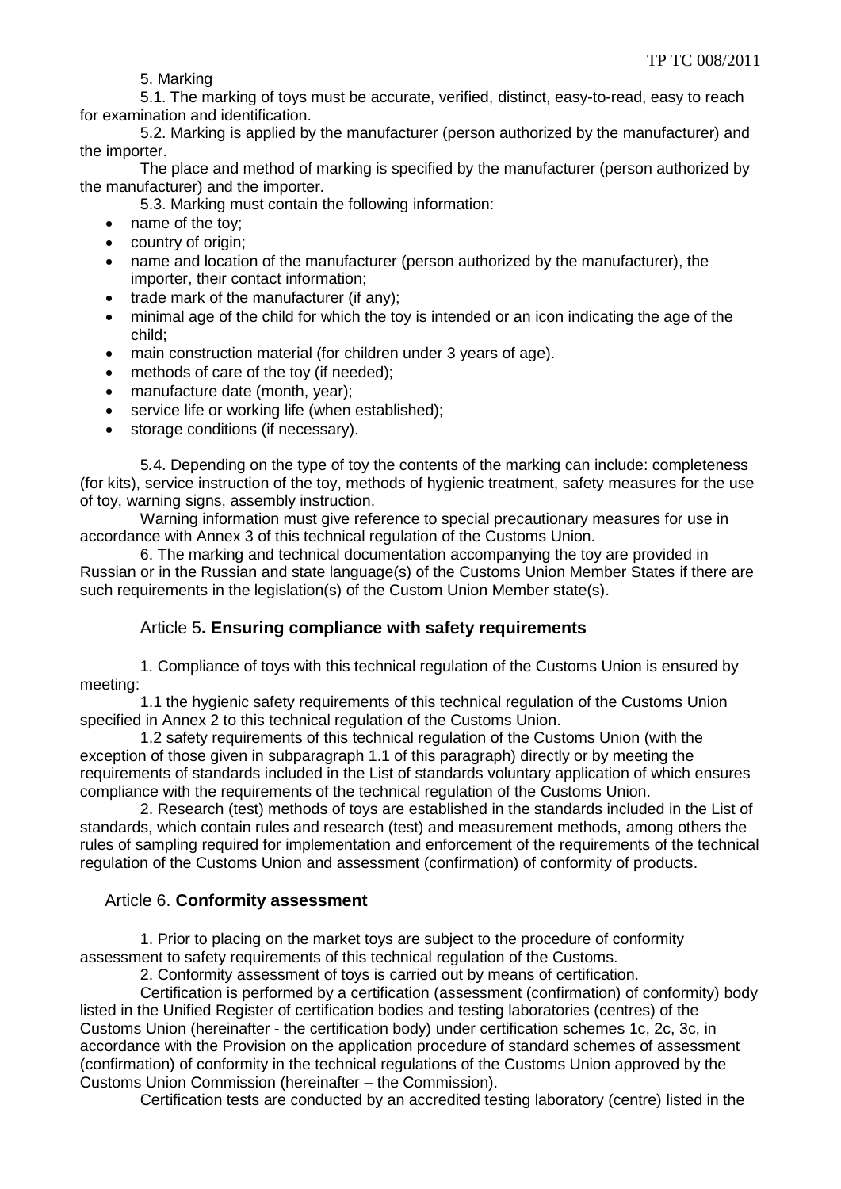5. Marking

5.1. The marking of toys must be accurate, verified, distinct, easy-to-read, easy to reach for examination and identification.

5.2. Marking is applied by the manufacturer (person authorized by the manufacturer) and the importer.

The place and method of marking is specified by the manufacturer (person authorized by the manufacturer) and the importer.

5.3. Marking must contain the following information:

- name of the toy;
- country of origin;
- name and location of the manufacturer (person authorized by the manufacturer), the importer, their contact information;
- trade mark of the manufacturer (if any);
- minimal age of the child for which the toy is intended or an icon indicating the age of the child;
- main construction material (for children under 3 years of age).
- methods of care of the toy (if needed);
- manufacture date (month, year);
- service life or working life (when established);
- storage conditions (if necessary).

5.4. Depending on the type of toy the contents of the marking can include: completeness (for kits), service instruction of the toy, methods of hygienic treatment, safety measures for the use of toy, warning signs, assembly instruction.

Warning information must give reference to special precautionary measures for use in accordance with Annex 3 of this technical regulation of the Customs Union.

6. The marking and technical documentation accompanying the toy are provided in Russian or in the Russian and state language(s) of the Customs Union Member States if there are such requirements in the legislation(s) of the Custom Union Member state(s).

## Article 5. **Ensuring compliance with safety requirements**

1. Compliance of toys with this technical regulation of the Customs Union is ensured by meeting:

1.1 the hygienic safety requirements of this technical regulation of the Customs Union specified in Annex 2 to this technical regulation of the Customs Union.

1.2 safety requirements of this technical regulation of the Customs Union (with the exception of those given in subparagraph 1.1 of this paragraph) directly or by meeting the requirements of standards included in the List of standards voluntary application of which ensures compliance with the requirements of the technical regulation of the Customs Union.

2. Research (test) methods of toys are established in the standards included in the List of standards, which contain rules and research (test) and measurement methods, among others the rules of sampling required for implementation and enforcement of the requirements of the technical regulation of the Customs Union and assessment (confirmation) of conformity of products.

## Article 6. **Conformity assessment**

1. Prior to placing on the market toys are subject to the procedure of conformity assessment to safety requirements of this technical regulation of the Customs.

2. Conformity assessment of toys is carried out by means of certification.

Certification is performed by a certification (assessment (confirmation) of conformity) body listed in the Unified Register of certification bodies and testing laboratories (centres) of the Customs Union (hereinafter - the certification body) under certification schemes 1c, 2c, 3c, in accordance with the Provision on the application procedure of standard schemes of assessment (confirmation) of conformity in the technical regulations of the Customs Union approved by the Customs Union Commission (hereinafter – the Commission).

Certification tests are conducted by an accredited testing laboratory (centre) listed in the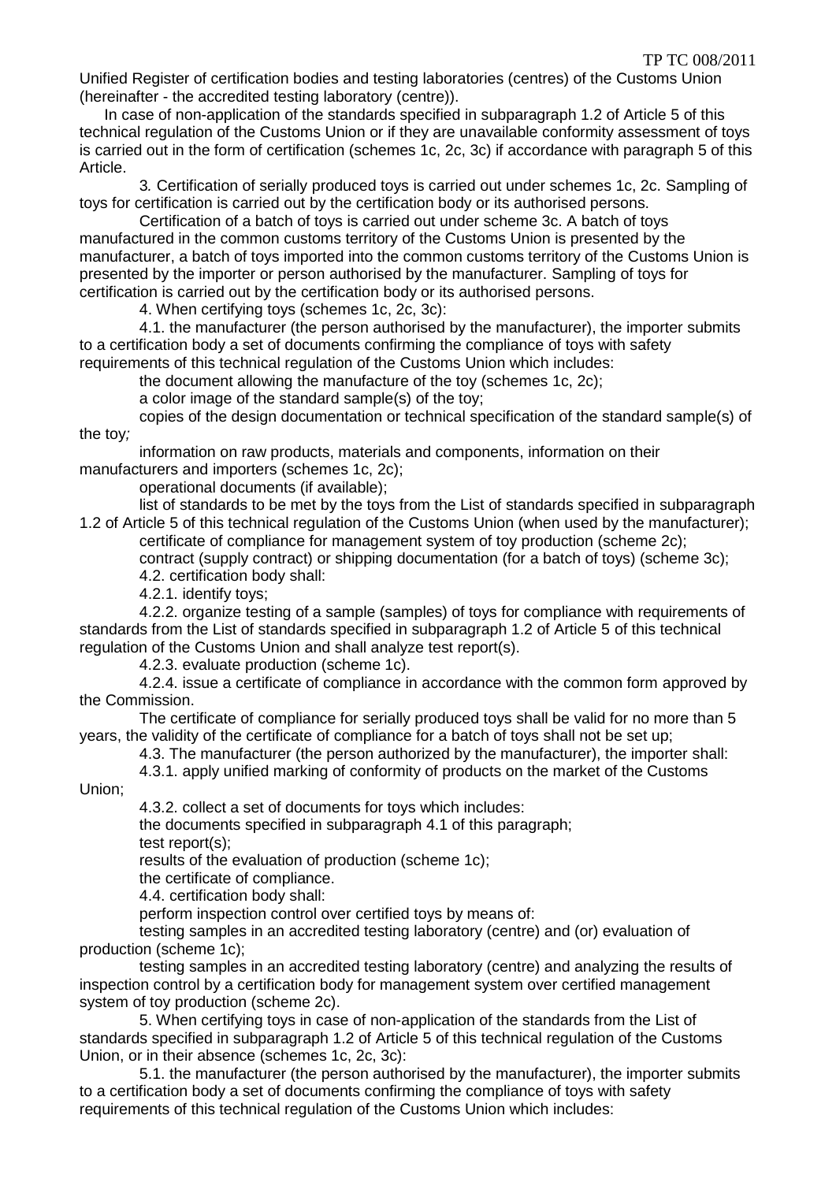Unified Register of certification bodies and testing laboratories (centres) of the Customs Union (hereinafter - the accredited testing laboratory (centre)).

In case of non-application of the standards specified in subparagraph 1.2 of Article 5 of this technical regulation of the Customs Union or if they are unavailable conformity assessment of toys is carried out in the form of certification (schemes 1c, 2c, 3c) if accordance with paragraph 5 of this Article.

3. Certification of serially produced toys is carried out under schemes 1c, 2c. Sampling of toys for certification is carried out by the certification body or its authorised persons.

Certification of a batch of toys is carried out under scheme 3c. A batch of toys manufactured in the common customs territory of the Customs Union is presented by the manufacturer, a batch of toys imported into the common customs territory of the Customs Union is presented by the importer or person authorised by the manufacturer. Sampling of toys for certification is carried out by the certification body or its authorised persons.

4. When certifying toys (schemes 1c, 2c, 3c):

4.1. the manufacturer (the person authorised by the manufacturer), the importer submits to a certification body a set of documents confirming the compliance of toys with safety requirements of this technical regulation of the Customs Union which includes:

the document allowing the manufacture of the toy (schemes 1c, 2c);

a color image of the standard sample(s) of the toy;

copies of the design documentation or technical specification of the standard sample(s) of the toy*;*

information on raw products, materials and components, information on their manufacturers and importers (schemes 1c, 2c);

operational documents (if available);

list of standards to be met by the toys from the List of standards specified in subparagraph 1.2 of Article 5 of this technical regulation of the Customs Union (when used by the manufacturer);

certificate of compliance for management system of toy production (scheme 2c);

contract (supply contract) or shipping documentation (for a batch of toys) (scheme 3c);

4.2. certification body shall:

4.2.1. identify toys;

4.2.2. organize testing of a sample (samples) of toys for compliance with requirements of standards from the List of standards specified in subparagraph 1.2 of Article 5 of this technical regulation of the Customs Union and shall analyze test report(s).

4.2.3. evaluate production (scheme 1c).

4.2.4. issue a certificate of compliance in accordance with the common form approved by the Commission.

The certificate of compliance for serially produced toys shall be valid for no more than 5 years, the validity of the certificate of compliance for a batch of toys shall not be set up;

4.3. The manufacturer (the person authorized by the manufacturer), the importer shall:

4.3.1. apply unified marking of conformity of products on the market of the Customs Union;

4.3.2. collect a set of documents for toys which includes:

the documents specified in subparagraph 4.1 of this paragraph;

test report(s);

results of the evaluation of production (scheme 1c);

the certificate of compliance.

4.4. certification body shall:

perform inspection control over certified toys by means of:

testing samples in an accredited testing laboratory (centre) and (or) evaluation of production (scheme 1c);

testing samples in an accredited testing laboratory (centre) and analyzing the results of inspection control by a certification body for management system over certified management system of toy production (scheme 2c).

5. When certifying toys in case of non-application of the standards from the List of standards specified in subparagraph 1.2 of Article 5 of this technical regulation of the Customs Union, or in their absence (schemes 1c, 2c, 3c):

5.1. the manufacturer (the person authorised by the manufacturer), the importer submits to a certification body a set of documents confirming the compliance of toys with safety requirements of this technical regulation of the Customs Union which includes: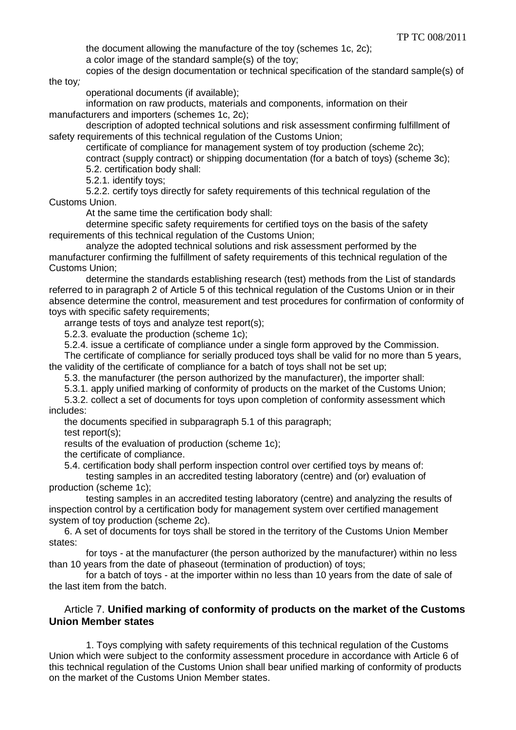the document allowing the manufacture of the toy (schemes 1c, 2c);

a color image of the standard sample(s) of the toy;

copies of the design documentation or technical specification of the standard sample(s) of the toy*;*

operational documents (if available);

information on raw products, materials and components, information on their manufacturers and importers (schemes 1c, 2c);

description of adopted technical solutions and risk assessment confirming fulfillment of safety requirements of this technical regulation of the Customs Union;

certificate of compliance for management system of toy production (scheme 2c);

contract (supply contract) or shipping documentation (for a batch of toys) (scheme 3c);

5.2. certification body shall:

5.2.1. identify toys;

5.2.2. certify toys directly for safety requirements of this technical regulation of the Customs Union.

At the same time the certification body shall:

determine specific safety requirements for certified toys on the basis of the safety requirements of this technical regulation of the Customs Union;

analyze the adopted technical solutions and risk assessment performed by the manufacturer confirming the fulfillment of safety requirements of this technical regulation of the Customs Union;

determine the standards establishing research (test) methods from the List of standards referred to in paragraph 2 of Article 5 of this technical regulation of the Customs Union or in their absence determine the control, measurement and test procedures for confirmation of conformity of toys with specific safety requirements;

arrange tests of toys and analyze test report(s);

5.2.3. evaluate the production (scheme 1c);

5.2.4. issue a certificate of compliance under a single form approved by the Commission.

The certificate of compliance for serially produced toys shall be valid for no more than 5 years, the validity of the certificate of compliance for a batch of toys shall not be set up;

5.3. the manufacturer (the person authorized by the manufacturer), the importer shall:

5.3.1. apply unified marking of conformity of products on the market of the Customs Union;

5.3.2. collect a set of documents for toys upon completion of conformity assessment which includes:

the documents specified in subparagraph 5.1 of this paragraph;

test report(s);

results of the evaluation of production (scheme 1c);

the certificate of compliance.

5.4. certification body shall perform inspection control over certified toys by means of:

testing samples in an accredited testing laboratory (centre) and (or) evaluation of production (scheme 1c);

testing samples in an accredited testing laboratory (centre) and analyzing the results of inspection control by a certification body for management system over certified management system of toy production (scheme 2c).

6. A set of documents for toys shall be stored in the territory of the Customs Union Member states:

for toys - at the manufacturer (the person authorized by the manufacturer) within no less than 10 years from the date of phaseout (termination of production) of toys;

for a batch of toys - at the importer within no less than 10 years from the date of sale of the last item from the batch.

## Article 7. **Unified marking of conformity of products on the market of the Customs Union Member states**

1. Toys complying with safety requirements of this technical regulation of the Customs Union which were subject to the conformity assessment procedure in accordance with Article 6 of this technical regulation of the Customs Union shall bear unified marking of conformity of products on the market of the Customs Union Member states.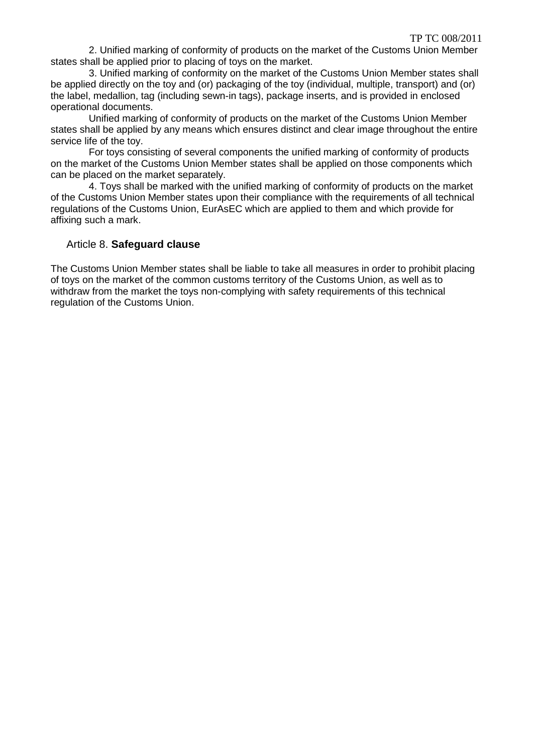2. Unified marking of conformity of products on the market of the Customs Union Member states shall be applied prior to placing of toys on the market.

3. Unified marking of conformity on the market of the Customs Union Member states shall be applied directly on the toy and (or) packaging of the toy (individual, multiple, transport) and (or) the label, medallion, tag (including sewn-in tags), package inserts, and is provided in enclosed operational documents.

Unified marking of conformity of products on the market of the Customs Union Member states shall be applied by any means which ensures distinct and clear image throughout the entire service life of the toy.

For toys consisting of several components the unified marking of conformity of products on the market of the Customs Union Member states shall be applied on those components which can be placed on the market separately.

4. Toys shall be marked with the unified marking of conformity of products on the market of the Customs Union Member states upon their compliance with the requirements of all technical regulations of the Customs Union, EurAsEC which are applied to them and which provide for affixing such a mark.

## Article 8. **Safeguard clause**

The Customs Union Member states shall be liable to take all measures in order to prohibit placing of toys on the market of the common customs territory of the Customs Union, as well as to withdraw from the market the toys non-complying with safety requirements of this technical regulation of the Customs Union.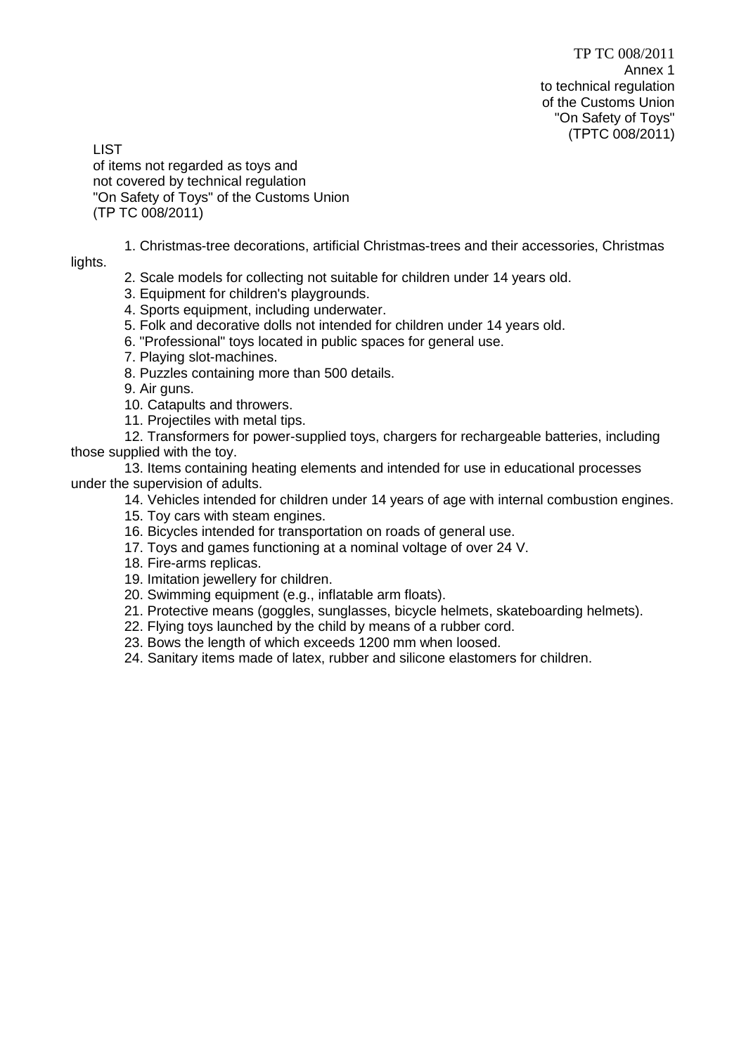TP TC 008/2011
Annex 1
to technical regulation
of the Customs Union
"On Safety of Toys"
(TPTC 008/2011)

LIST
of items not regarded as toys and
not covered by technical regulation
"On Safety of Toys" of the Customs Union
(TP TC 008/2011)

1. Christmas-tree decorations, artificial Christmas-trees and their accessories, Christmas lights.
2. Scale models for collecting not suitable for children under 14 years old.
3. Equipment for children's playgrounds.
4. Sports equipment, including underwater.
5. Folk and decorative dolls not intended for children under 14 years old.
6. "Professional" toys located in public spaces for general use.
7. Playing slot-machines.
8. Puzzles containing more than 500 details.
9. Air guns.
10. Catapults and throwers.
11. Projectiles with metal tips.
12. Transformers for power-supplied toys, chargers for rechargeable batteries, including those supplied with the toy.
13. Items containing heating elements and intended for use in educational processes under the supervision of adults.
14. Vehicles intended for children under 14 years of age with internal combustion engines.
15. Toy cars with steam engines.
16. Bicycles intended for transportation on roads of general use.
17. Toys and games functioning at a nominal voltage of over 24 V.
18. Fire-arms replicas.
19. Imitation jewellery for children.
20. Swimming equipment (e.g., inflatable arm floats).
21. Protective means (goggles, sunglasses, bicycle helmets, skateboarding helmets).
22. Flying toys launched by the child by means of a rubber cord.
23. Bows the length of which exceeds 1200 mm when loosed.
24. Sanitary items made of latex, rubber and silicone elastomers for children.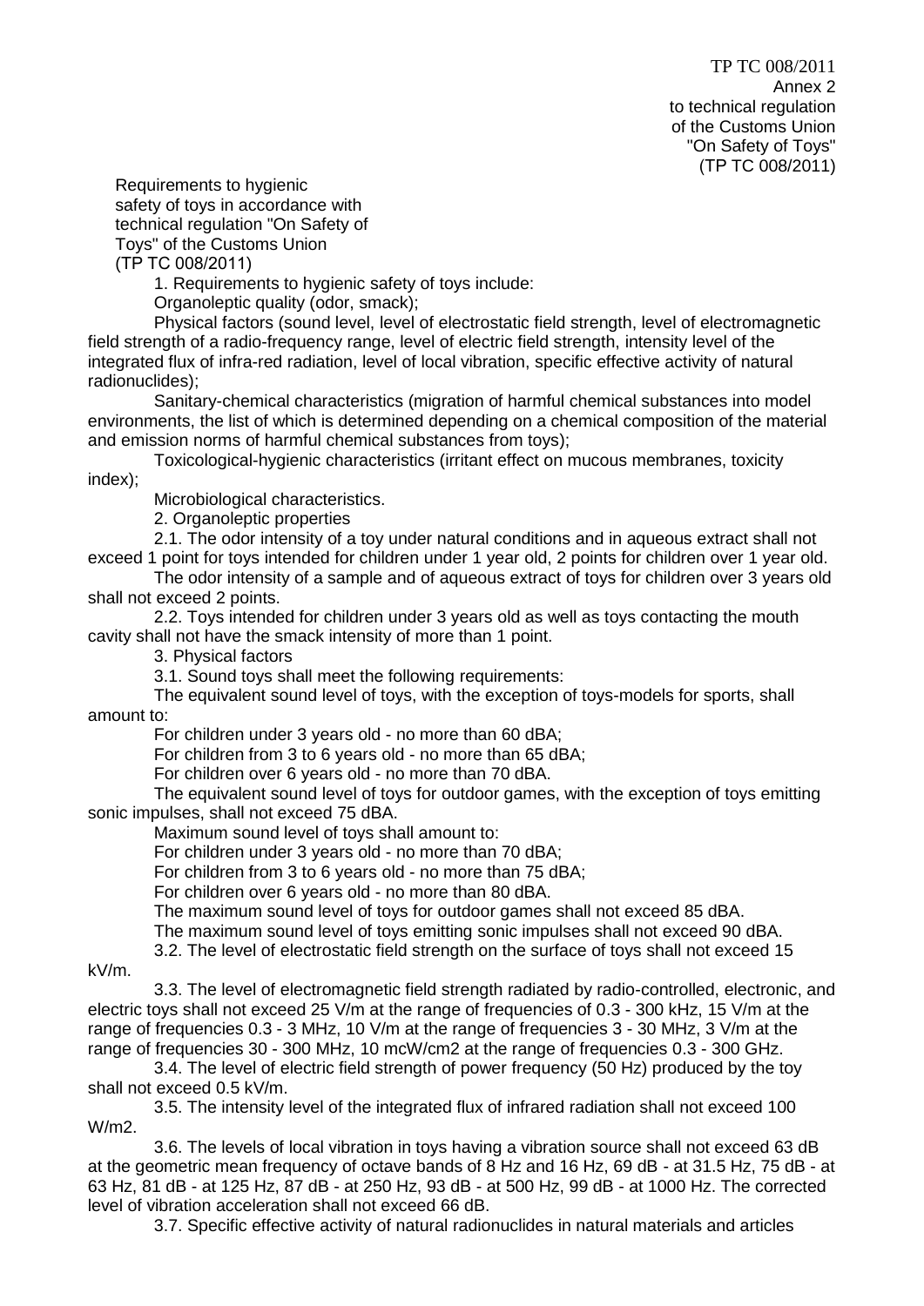TP TC 008/2011
Annex 2
to technical regulation
of the Customs Union
"On Safety of Toys"
(TP TC 008/2011)

Requirements to hygienic safety of toys in accordance with technical regulation "On Safety of Toys" of the Customs Union (TP TC 008/2011)

1. Requirements to hygienic safety of toys include:

Organoleptic quality (odor, smack);

Physical factors (sound level, level of electrostatic field strength, level of electromagnetic field strength of a radio-frequency range, level of electric field strength, intensity level of the integrated flux of infra-red radiation, level of local vibration, specific effective activity of natural radionuclides);

Sanitary-chemical characteristics (migration of harmful chemical substances into model environments, the list of which is determined depending on a chemical composition of the material and emission norms of harmful chemical substances from toys);

Toxicological-hygienic characteristics (irritant effect on mucous membranes, toxicity index);

Microbiological characteristics.

2. Organoleptic properties

2.1. The odor intensity of a toy under natural conditions and in aqueous extract shall not exceed 1 point for toys intended for children under 1 year old, 2 points for children over 1 year old.

The odor intensity of a sample and of aqueous extract of toys for children over 3 years old shall not exceed 2 points.

2.2. Toys intended for children under 3 years old as well as toys contacting the mouth cavity shall not have the smack intensity of more than 1 point.

3. Physical factors

3.1. Sound toys shall meet the following requirements:

The equivalent sound level of toys, with the exception of toys-models for sports, shall amount to:

For children under 3 years old - no more than 60 dBA;

For children from 3 to 6 years old - no more than 65 dBA;

For children over 6 years old - no more than 70 dBA.

The equivalent sound level of toys for outdoor games, with the exception of toys emitting sonic impulses, shall not exceed 75 dBA.

Maximum sound level of toys shall amount to:

For children under 3 years old - no more than 70 dBA;

For children from 3 to 6 years old - no more than 75 dBA;

For children over 6 years old - no more than 80 dBA.

The maximum sound level of toys for outdoor games shall not exceed 85 dBA.

The maximum sound level of toys emitting sonic impulses shall not exceed 90 dBA.

3.2. The level of electrostatic field strength on the surface of toys shall not exceed 15 kV/m.

3.3. The level of electromagnetic field strength radiated by radio-controlled, electronic, and electric toys shall not exceed 25 V/m at the range of frequencies of 0.3 - 300 kHz, 15 V/m at the range of frequencies 0.3 - 3 MHz, 10 V/m at the range of frequencies 3 - 30 MHz, 3 V/m at the range of frequencies 30 - 300 MHz, 10 mcW/cm2 at the range of frequencies 0.3 - 300 GHz.

3.4. The level of electric field strength of power frequency (50 Hz) produced by the toy shall not exceed 0.5 kV/m.

3.5. The intensity level of the integrated flux of infrared radiation shall not exceed 100 W/m2.

3.6. The levels of local vibration in toys having a vibration source shall not exceed 63 dB at the geometric mean frequency of octave bands of 8 Hz and 16 Hz, 69 dB - at 31.5 Hz, 75 dB - at 63 Hz, 81 dB - at 125 Hz, 87 dB - at 250 Hz, 93 dB - at 500 Hz, 99 dB - at 1000 Hz. The corrected level of vibration acceleration shall not exceed 66 dB.

3.7. Specific effective activity of natural radionuclides in natural materials and articles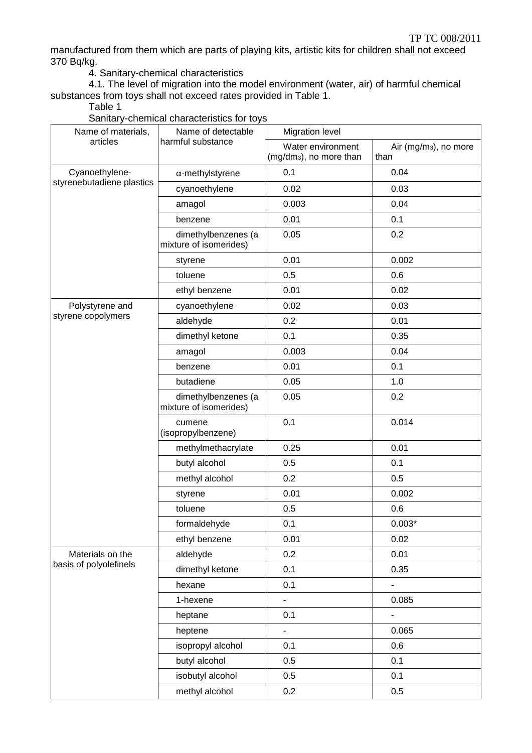manufactured from them which are parts of playing kits, artistic kits for children shall not exceed 370 Bq/kg.

4. Sanitary-chemical characteristics

4.1. The level of migration into the model environment (water, air) of harmful chemical substances from toys shall not exceed rates provided in Table 1.

Table 1

Sanitary-chemical characteristics for toys

| Name of materials, articles | Name of detectable harmful substance | Migration level | |
|---|---|---|---|
| | | Water environment ($mg/dm^3$), no more than | Air ($mg/m^3$), no more than |
| Cyanoethylene-styrenebutadiene plastics | α-methylstyrene | 0.1 | 0.04 |
| | cyanoethylene | 0.02 | 0.03 |
| | amagol | 0.003 | 0.04 |
| | benzene | 0.01 | 0.1 |
| | dimethylbenzenes (a mixture of isomerides) | 0.05 | 0.2 |
| | styrene | 0.01 | 0.002 |
| | toluene | 0.5 | 0.6 |
| | ethyl benzene | 0.01 | 0.02 |
| Polystyrene and styrene copolymers | cyanoethylene | 0.02 | 0.03 |
| | aldehyde | 0.2 | 0.01 |
| | dimethyl ketone | 0.1 | 0.35 |
| | amagol | 0.003 | 0.04 |
| | benzene | 0.01 | 0.1 |
| | butadiene | 0.05 | 1.0 |
| | dimethylbenzenes (a mixture of isomerides) | 0.05 | 0.2 |
| | cumene (isopropylbenzene) | 0.1 | 0.014 |
| | methylmethacrylate | 0.25 | 0.01 |
| | butyl alcohol | 0.5 | 0.1 |
| | methyl alcohol | 0.2 | 0.5 |
| | styrene | 0.01 | 0.002 |
| | toluene | 0.5 | 0.6 |
| | formaldehyde | 0.1 | 0.003* |
| | ethyl benzene | 0.01 | 0.02 |
| Materials on the basis of polyolefinels | aldehyde | 0.2 | 0.01 |
| | dimethyl ketone | 0.1 | 0.35 |
| | hexane | 0.1 | - |
| | 1-hexene | - | 0.085 |
| | heptane | 0.1 | - |
| | heptene | - | 0.065 |
| | isopropyl alcohol | 0.1 | 0.6 |
| | butyl alcohol | 0.5 | 0.1 |
| | isobutyl alcohol | 0.5 | 0.1 |
| | methyl alcohol | 0.2 | 0.5 |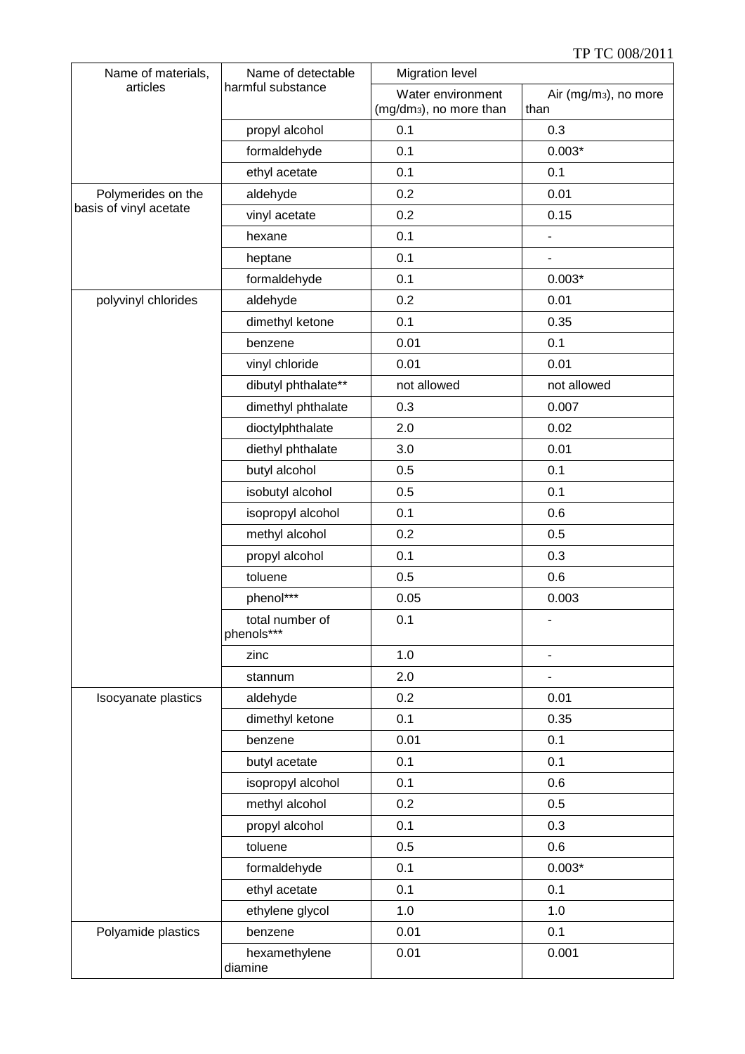| Name of materials, articles | Name of detectable harmful substance | Migration level | |
|---|---|---|---|
| | | Water environment ($mg/dm^3$), no more than | Air ($mg/m^3$), no more than |
| | propyl alcohol | 0.1 | 0.3 |
| | formaldehyde | 0.1 | 0.003* |
| | ethyl acetate | 0.1 | 0.1 |
| Polymerides on the basis of vinyl acetate | aldehyde | 0.2 | 0.01 |
| | vinyl acetate | 0.2 | 0.15 |
| | hexane | 0.1 | - |
| | heptane | 0.1 | - |
| | formaldehyde | 0.1 | 0.003* |
| polyvinyl chlorides | aldehyde | 0.2 | 0.01 |
| | dimethyl ketone | 0.1 | 0.35 |
| | benzene | 0.01 | 0.1 |
| | vinyl chloride | 0.01 | 0.01 |
| | dibutyl phthalate** | not allowed | not allowed |
| | dimethyl phthalate | 0.3 | 0.007 |
| | dioctylphthalate | 2.0 | 0.02 |
| | diethyl phthalate | 3.0 | 0.01 |
| | butyl alcohol | 0.5 | 0.1 |
| | isobutyl alcohol | 0.5 | 0.1 |
| | isopropyl alcohol | 0.1 | 0.6 |
| | methyl alcohol | 0.2 | 0.5 |
| | propyl alcohol | 0.1 | 0.3 |
| | toluene | 0.5 | 0.6 |
| | phenol*** | 0.05 | 0.003 |
| | total number of phenols*** | 0.1 | - |
| | zinc | 1.0 | - |
| | stannum | 2.0 | - |
| Isocyanate plastics | aldehyde | 0.2 | 0.01 |
| | dimethyl ketone | 0.1 | 0.35 |
| | benzene | 0.01 | 0.1 |
| | butyl acetate | 0.1 | 0.1 |
| | isopropyl alcohol | 0.1 | 0.6 |
| | methyl alcohol | 0.2 | 0.5 |
| | propyl alcohol | 0.1 | 0.3 |
| | toluene | 0.5 | 0.6 |
| | formaldehyde | 0.1 | 0.003* |
| | ethyl acetate | 0.1 | 0.1 |
| | ethylene glycol | 1.0 | 1.0 |
| Polyamide plastics | benzene | 0.01 | 0.1 |
| | hexamethylene diamine | 0.01 | 0.001 |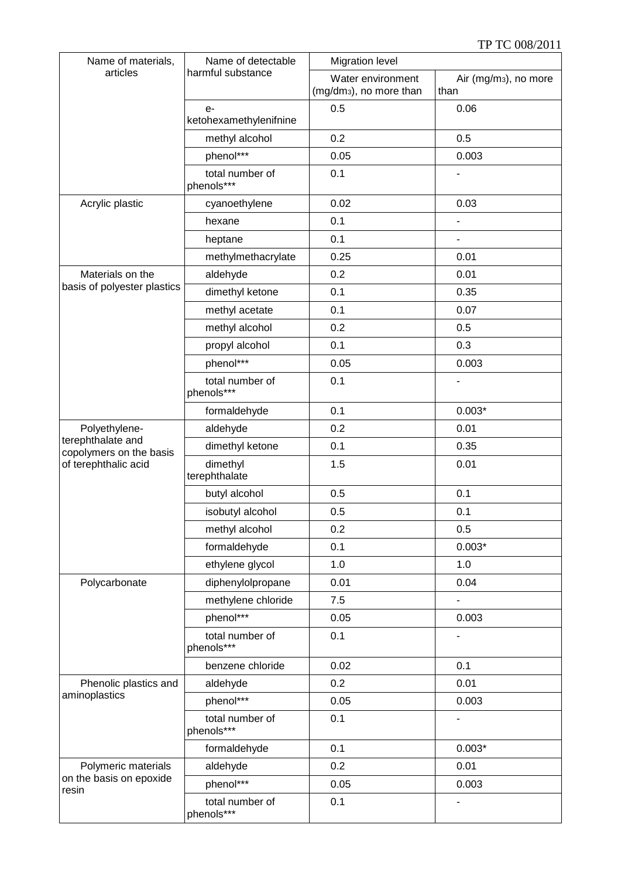| Name of materials, articles | Name of detectable harmful substance | Migration level | |
|---|---|---|---|
| | | Water environment ($mg/dm^3$), no more than | Air ($mg/m^3$), no more than |
| | e-ketohexamethylenifnine | 0.5 | 0.06 |
| | methyl alcohol | 0.2 | 0.5 |
| | phenol*** | 0.05 | 0.003 |
| | total number of phenols*** | 0.1 | - |
| Acrylic plastic | cyanoethylene | 0.02 | 0.03 |
| | hexane | 0.1 | - |
| | heptane | 0.1 | - |
| | methylmethacrylate | 0.25 | 0.01 |
| Materials on the basis of polyester plastics | aldehyde | 0.2 | 0.01 |
| | dimethyl ketone | 0.1 | 0.35 |
| | methyl acetate | 0.1 | 0.07 |
| | methyl alcohol | 0.2 | 0.5 |
| | propyl alcohol | 0.1 | 0.3 |
| | phenol*** | 0.05 | 0.003 |
| | total number of phenols*** | 0.1 | - |
| | formaldehyde | 0.1 | 0.003* |
| Polyethylene-terephthalate and copolymers on the basis of terephthalic acid | aldehyde | 0.2 | 0.01 |
| | dimethyl ketone | 0.1 | 0.35 |
| | dimethyl terephthalate | 1.5 | 0.01 |
| | butyl alcohol | 0.5 | 0.1 |
| | isobutyl alcohol | 0.5 | 0.1 |
| | methyl alcohol | 0.2 | 0.5 |
| | formaldehyde | 0.1 | 0.003* |
| | ethylene glycol | 1.0 | 1.0 |
| Polycarbonate | diphenylolpropane | 0.01 | 0.04 |
| | methylene chloride | 7.5 | - |
| | phenol*** | 0.05 | 0.003 |
| | total number of phenols*** | 0.1 | - |
| | benzene chloride | 0.02 | 0.1 |
| Phenolic plastics and aminoplastics | aldehyde | 0.2 | 0.01 |
| | phenol*** | 0.05 | 0.003 |
| | total number of phenols*** | 0.1 | - |
| | formaldehyde | 0.1 | 0.003* |
| Polymeric materials on the basis on epoxide resin | aldehyde | 0.2 | 0.01 |
| | phenol*** | 0.05 | 0.003 |
| | total number of phenols*** | 0.1 | - |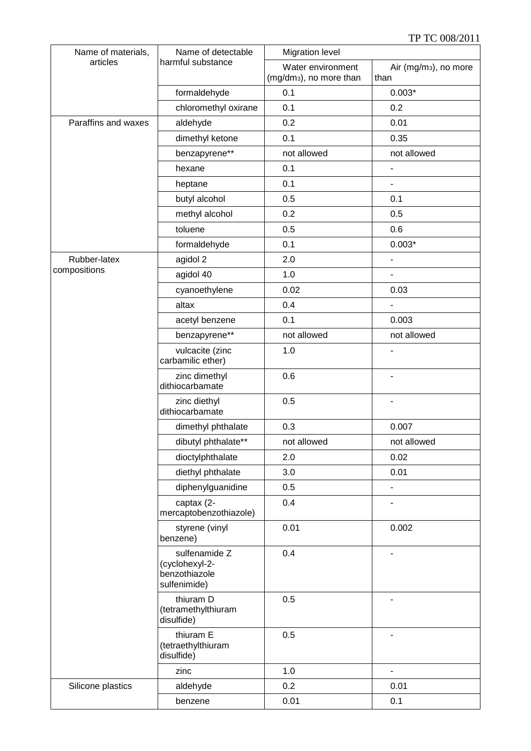| Name of materials, articles | Name of detectable harmful substance | Migration level | |
|---|---|---|---|
| | | Water environment ($mg/dm^3$), no more than | Air ($mg/m^3$), no more than |
| | formaldehyde | 0.1 | 0.003* |
| | chloromethyl oxirane | 0.1 | 0.2 |
| Paraffins and waxes | aldehyde | 0.2 | 0.01 |
| | dimethyl ketone | 0.1 | 0.35 |
| | benzapyrene** | not allowed | not allowed |
| | hexane | 0.1 | - |
| | heptane | 0.1 | - |
| | butyl alcohol | 0.5 | 0.1 |
| | methyl alcohol | 0.2 | 0.5 |
| | toluene | 0.5 | 0.6 |
| | formaldehyde | 0.1 | 0.003* |
| Rubber-latex compositions | agidol 2 | 2.0 | - |
| | agidol 40 | 1.0 | - |
| | cyanoethylene | 0.02 | 0.03 |
| | altax | 0.4 | - |
| | acetyl benzene | 0.1 | 0.003 |
| | benzapyrene** | not allowed | not allowed |
| | vulcacite (zinc carbamilic ether) | 1.0 | - |
| | zinc dimethyl dithiocarbamate | 0.6 | - |
| | zinc diethyl dithiocarbamate | 0.5 | - |
| | dimethyl phthalate | 0.3 | 0.007 |
| | dibutyl phthalate** | not allowed | not allowed |
| | dioctylphthalate | 2.0 | 0.02 |
| | diethyl phthalate | 3.0 | 0.01 |
| | diphenylguanidine | 0.5 | - |
| | captax (2-mercaptobenzothiazole) | 0.4 | - |
| | styrene (vinyl benzene) | 0.01 | 0.002 |
| | sulfenamide Z (cyclohexyl-2-benzothiazole sulfenimide) | 0.4 | - |
| | thiuram D (tetramethylthiuram disulfide) | 0.5 | - |
| | thiuram E (tetraethylthiuram disulfide) | 0.5 | - |
| | zinc | 1.0 | - |
| Silicone plastics | aldehyde | 0.2 | 0.01 |
| | benzene | 0.01 | 0.1 |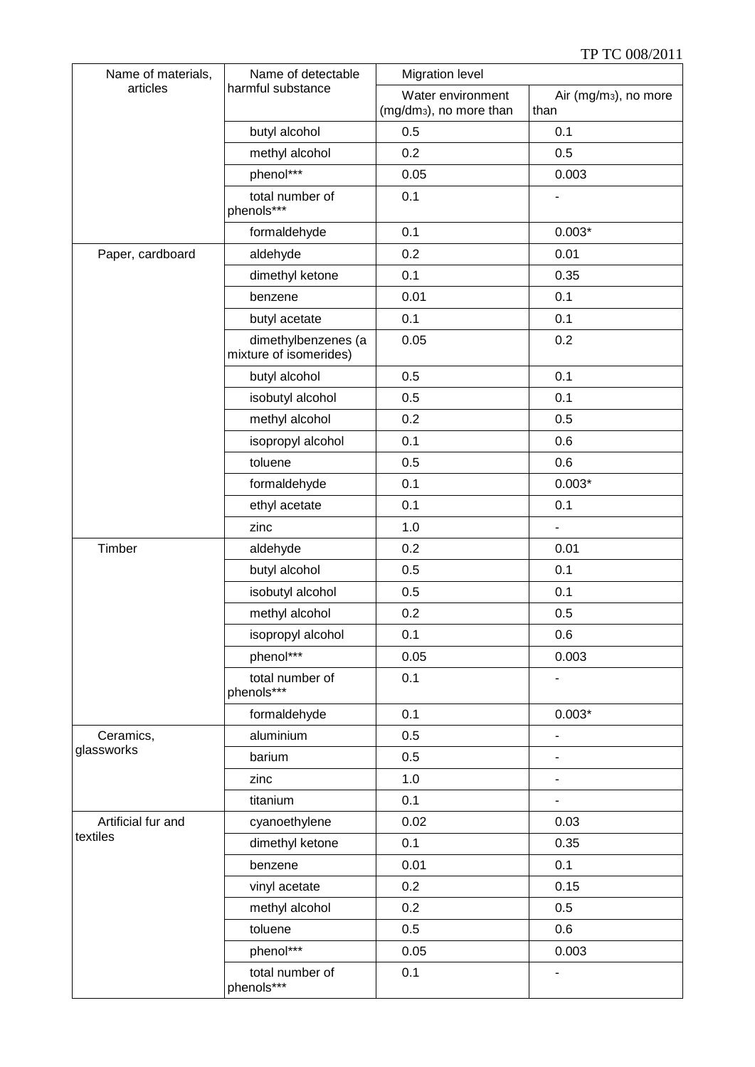| Name of materials, articles | Name of detectable harmful substance | Migration level | |
|---|---|---|---|
| | | Water environment ($mg/dm^3$), no more than | Air ($mg/m^3$), no more than |
| | butyl alcohol | 0.5 | 0.1 |
| | methyl alcohol | 0.2 | 0.5 |
| | phenol*** | 0.05 | 0.003 |
| | total number of phenols*** | 0.1 | - |
| | formaldehyde | 0.1 | 0.003* |
| Paper, cardboard | aldehyde | 0.2 | 0.01 |
| | dimethyl ketone | 0.1 | 0.35 |
| | benzene | 0.01 | 0.1 |
| | butyl acetate | 0.1 | 0.1 |
| | dimethylbenzenes (a mixture of isomerides) | 0.05 | 0.2 |
| | butyl alcohol | 0.5 | 0.1 |
| | isobutyl alcohol | 0.5 | 0.1 |
| | methyl alcohol | 0.2 | 0.5 |
| | isopropyl alcohol | 0.1 | 0.6 |
| | toluene | 0.5 | 0.6 |
| | formaldehyde | 0.1 | 0.003* |
| | ethyl acetate | 0.1 | 0.1 |
| | zinc | 1.0 | - |
| Timber | aldehyde | 0.2 | 0.01 |
| | butyl alcohol | 0.5 | 0.1 |
| | isobutyl alcohol | 0.5 | 0.1 |
| | methyl alcohol | 0.2 | 0.5 |
| | isopropyl alcohol | 0.1 | 0.6 |
| | phenol*** | 0.05 | 0.003 |
| | total number of phenols*** | 0.1 | - |
| | formaldehyde | 0.1 | 0.003* |
| Ceramics, glassworks | aluminium | 0.5 | - |
| | barium | 0.5 | - |
| | zinc | 1.0 | - |
| | titanium | 0.1 | - |
| Artificial fur and textiles | cyanoethylene | 0.02 | 0.03 |
| | dimethyl ketone | 0.1 | 0.35 |
| | benzene | 0.01 | 0.1 |
| | vinyl acetate | 0.2 | 0.15 |
| | methyl alcohol | 0.2 | 0.5 |
| | toluene | 0.5 | 0.6 |
| | phenol*** | 0.05 | 0.003 |
| | total number of phenols*** | 0.1 | - |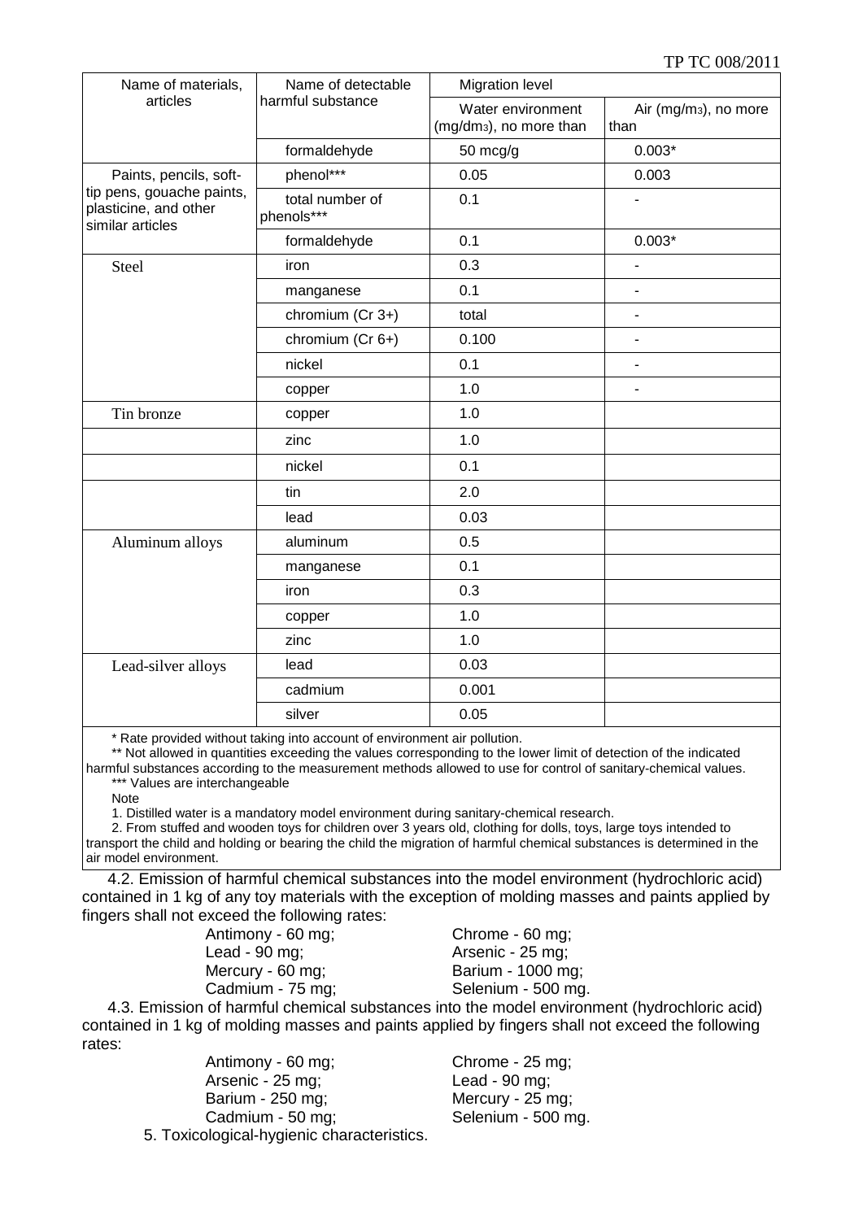| Name of materials, articles | Name of detectable harmful substance | Migration level | |
|---|---|---|---|
| | | Water environment ($mg/dm^3$), no more than | Air ($mg/m^3$), no more than |
| | formaldehyde | 50 mcg/g | 0.003* |
| Paints, pencils, soft-tip pens, gouache paints, plasticine, and other similar articles | phenol*** | 0.05 | 0.003 |
| | total number of phenols*** | 0.1 | - |
| | formaldehyde | 0.1 | 0.003* |
| Steel | iron | 0.3 | - |
| | manganese | 0.1 | - |
| | chromium (Cr 3+) | total | - |
| | chromium (Cr 6+) | 0.100 | - |
| | nickel | 0.1 | - |
| | copper | 1.0 | - |
| Tin bronze | copper | 1.0 | |
| | zinc | 1.0 | |
| | nickel | 0.1 | |
| | tin | 2.0 | |
| | lead | 0.03 | |
| Aluminum alloys | aluminum | 0.5 | |
| | manganese | 0.1 | |
| | iron | 0.3 | |
| | copper | 1.0 | |
| | zinc | 1.0 | |
| Lead-silver alloys | lead | 0.03 | |
| | cadmium | 0.001 | |
| | silver | 0.05 | |

\* Rate provided without taking into account of environment air pollution.

\** Not allowed in quantities exceeding the values corresponding to the lower limit of detection of the indicated harmful substances according to the measurement methods allowed to use for control of sanitary-chemical values.

\*** Values are interchangeable

Note

1. Distilled water is a mandatory model environment during sanitary-chemical research.
2. From stuffed and wooden toys for children over 3 years old, clothing for dolls, toys, large toys intended to transport the child and holding or bearing the child the migration of harmful chemical substances is determined in the air model environment.

4.2. Emission of harmful chemical substances into the model environment (hydrochloric acid) contained in 1 kg of any toy materials with the exception of molding masses and paints applied by fingers shall not exceed the following rates:

Antimony - 60 mg; Chrome - 60 mg;
Lead - 90 mg; Arsenic - 25 mg;
Mercury - 60 mg; Barium - 1000 mg;
Cadmium - 75 mg; Selenium - 500 mg.

4.3. Emission of harmful chemical substances into the model environment (hydrochloric acid) contained in 1 kg of molding masses and paints applied by fingers shall not exceed the following rates:

Antimony - 60 mg; Chrome - 25 mg;
Arsenic - 25 mg; Lead - 90 mg;
Barium - 250 mg; Mercury - 25 mg;
Cadmium - 50 mg; Selenium - 500 mg.

5. Toxicological-hygienic characteristics.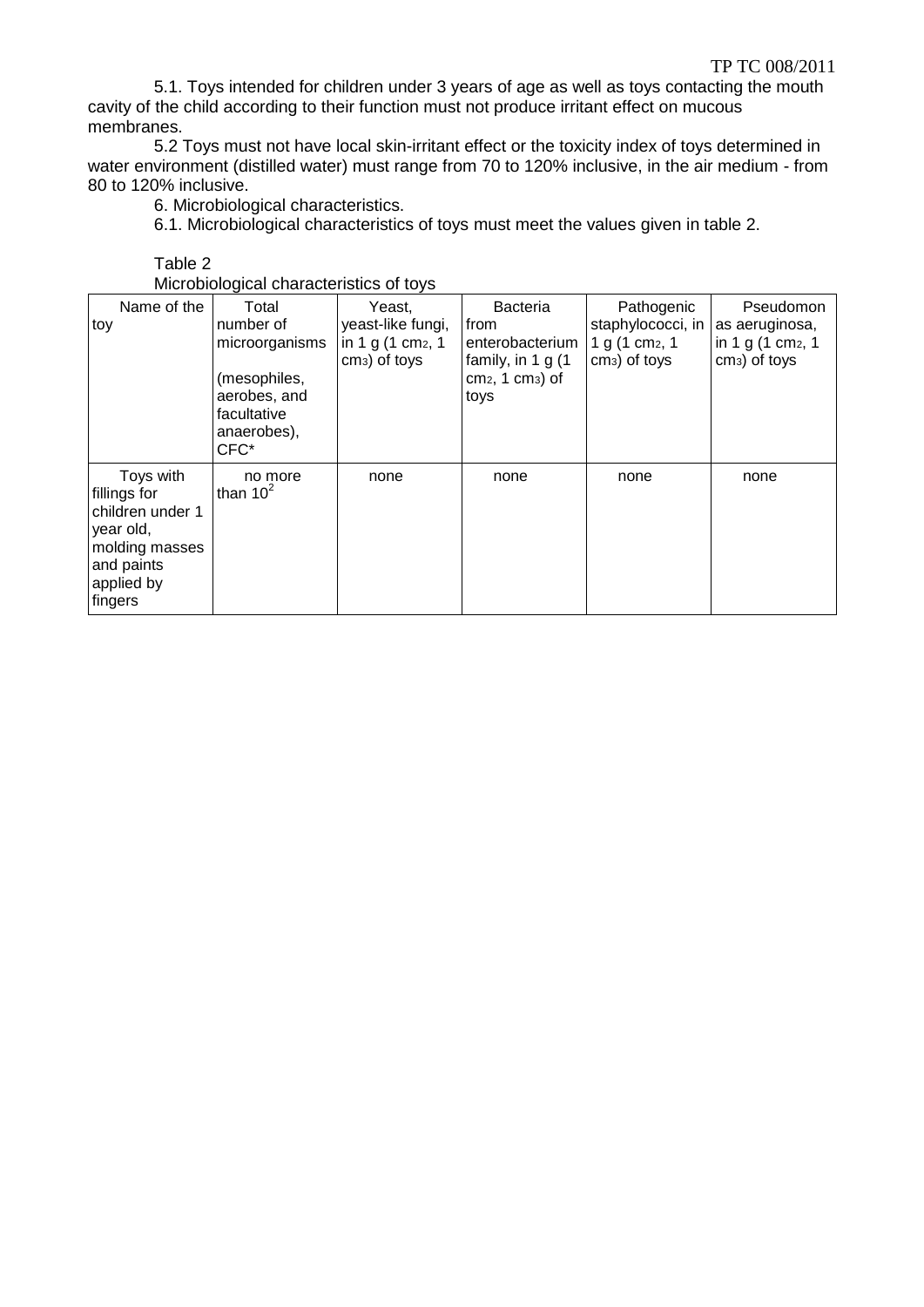5.1. Toys intended for children under 3 years of age as well as toys contacting the mouth cavity of the child according to their function must not produce irritant effect on mucous membranes.

5.2 Toys must not have local skin-irritant effect or the toxicity index of toys determined in water environment (distilled water) must range from 70 to 120% inclusive, in the air medium - from 80 to 120% inclusive.

6. Microbiological characteristics.

6.1. Microbiological characteristics of toys must meet the values given in table 2.

Table 2

Microbiological characteristics of toys

| Name of the toy | Total number of microorganisms (mesophiles, aerobes, and facultative anaerobes), CFC* | Yeast, yeast-like fungi, in 1 g (1 $cm^2$, 1 $cm^3$) of toys | Bacteria from enterobacterium family, in 1 g (1 $cm^2$, 1 $cm^3$) of toys | Pathogenic staphylococci, in 1 g (1 $cm^2$, 1 $cm^3$) of toys | Pseudomonas aeruginosa, in 1 g (1 $cm^2$, 1 $cm^3$) of toys |
|---|---|---|---|---|---|
| Toys with fillings for children under 1 year old, molding masses and paints applied by fingers | no more than $10^2$ | none | none | none | none |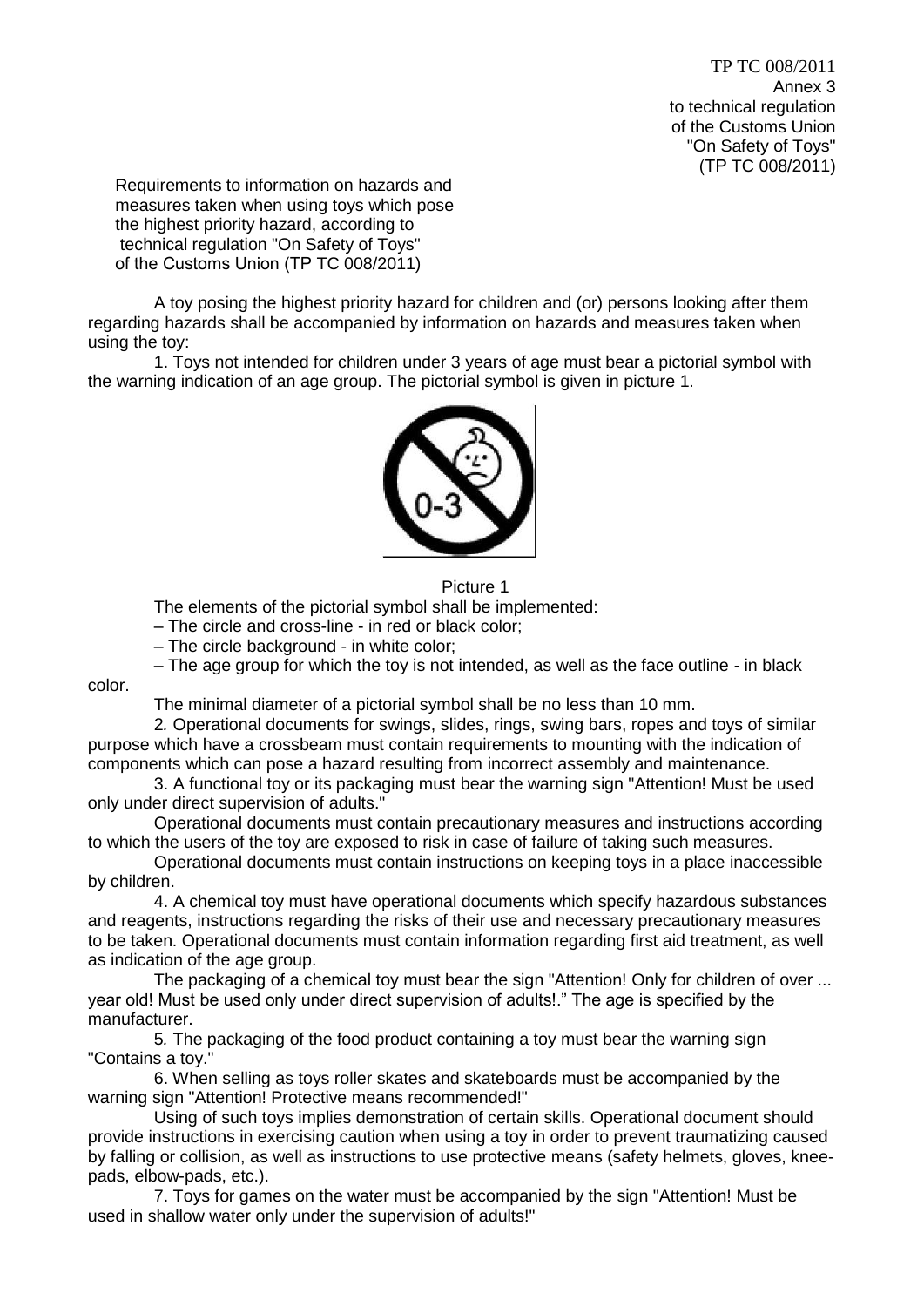TP TC 008/2011
Annex 3
to technical regulation
of the Customs Union
"On Safety of Toys"
(TP TC 008/2011)

Requirements to information on hazards and measures taken when using toys which pose the highest priority hazard, according to technical regulation "On Safety of Toys" of the Customs Union (TP TC 008/2011)

A toy posing the highest priority hazard for children and (or) persons looking after them regarding hazards shall be accompanied by information on hazards and measures taken when using the toy:

1. Toys not intended for children under 3 years of age must bear a pictorial symbol with the warning indication of an age group. The pictorial symbol is given in picture 1.

Picture 1

The elements of the pictorial symbol shall be implemented:

– The circle and cross-line - in red or black color;

– The circle background - in white color;

– The age group for which the toy is not intended, as well as the face outline - in black color.

The minimal diameter of a pictorial symbol shall be no less than 10 mm.

2. Operational documents for swings, slides, rings, swing bars, ropes and toys of similar purpose which have a crossbeam must contain requirements to mounting with the indication of components which can pose a hazard resulting from incorrect assembly and maintenance.

3. A functional toy or its packaging must bear the warning sign "Attention! Must be used only under direct supervision of adults."

Operational documents must contain precautionary measures and instructions according to which the users of the toy are exposed to risk in case of failure of taking such measures.

Operational documents must contain instructions on keeping toys in a place inaccessible by children.

4. A chemical toy must have operational documents which specify hazardous substances and reagents, instructions regarding the risks of their use and necessary precautionary measures to be taken. Operational documents must contain information regarding first aid treatment, as well as indication of the age group.

The packaging of a chemical toy must bear the sign "Attention! Only for children of over ... year old! Must be used only under direct supervision of adults!." The age is specified by the manufacturer.

5. The packaging of the food product containing a toy must bear the warning sign "Contains a toy."

6. When selling as toys roller skates and skateboards must be accompanied by the warning sign "Attention! Protective means recommended!"

Using of such toys implies demonstration of certain skills. Operational document should provide instructions in exercising caution when using a toy in order to prevent traumatizing caused by falling or collision, as well as instructions to use protective means (safety helmets, gloves, knee-pads, elbow-pads, etc.).

7. Toys for games on the water must be accompanied by the sign "Attention! Must be used in shallow water only under the supervision of adults!"